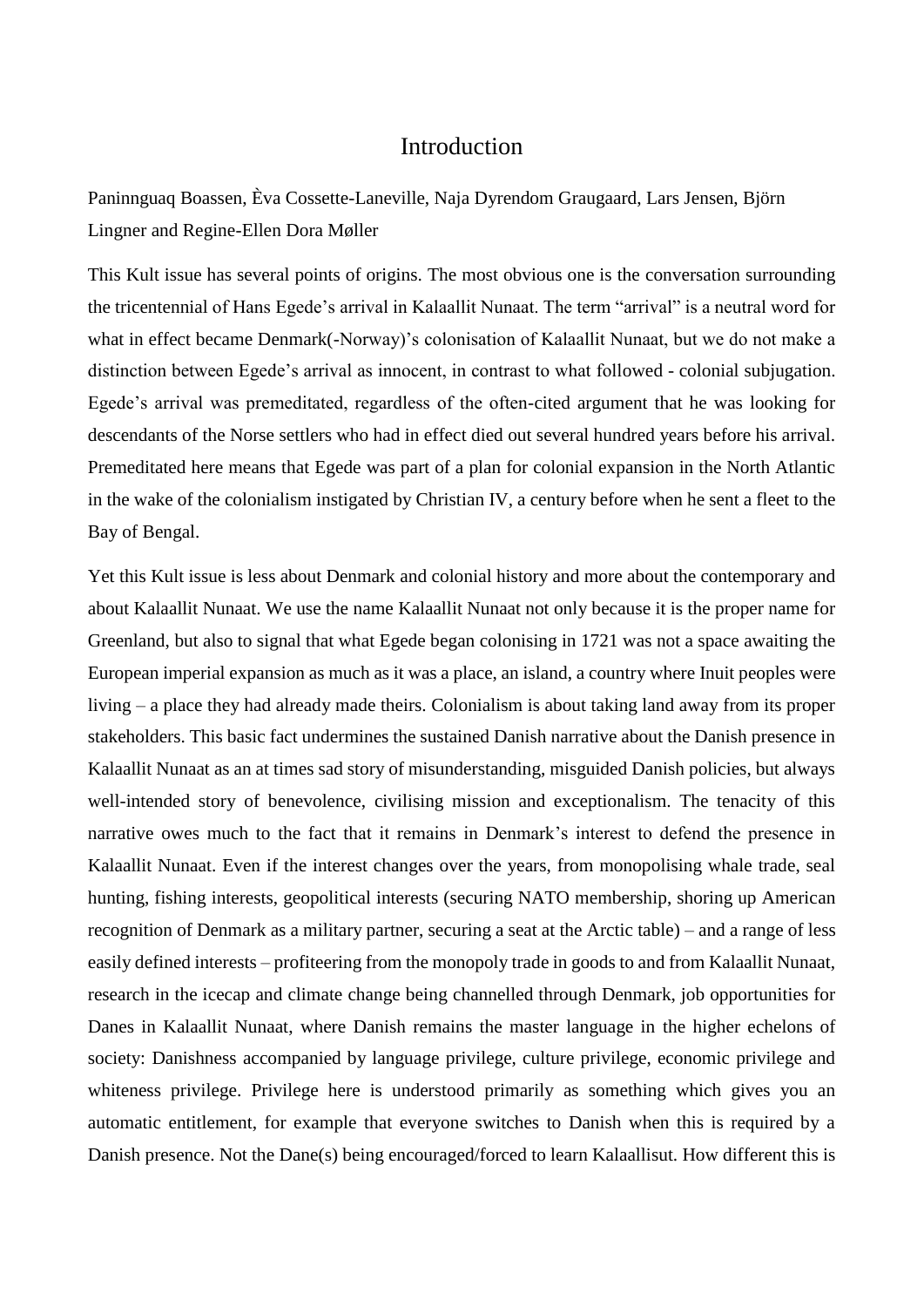# Introduction

Paninnguaq Boassen, Èva Cossette-Laneville, Naja Dyrendom Graugaard, Lars Jensen, Björn Lingner and Regine-Ellen Dora Møller

This Kult issue has several points of origins. The most obvious one is the conversation surrounding the tricentennial of Hans Egede's arrival in Kalaallit Nunaat. The term "arrival" is a neutral word for what in effect became Denmark(-Norway)'s colonisation of Kalaallit Nunaat, but we do not make a distinction between Egede's arrival as innocent, in contrast to what followed - colonial subjugation. Egede's arrival was premeditated, regardless of the often-cited argument that he was looking for descendants of the Norse settlers who had in effect died out several hundred years before his arrival. Premeditated here means that Egede was part of a plan for colonial expansion in the North Atlantic in the wake of the colonialism instigated by Christian IV, a century before when he sent a fleet to the Bay of Bengal.

Yet this Kult issue is less about Denmark and colonial history and more about the contemporary and about Kalaallit Nunaat. We use the name Kalaallit Nunaat not only because it is the proper name for Greenland, but also to signal that what Egede began colonising in 1721 was not a space awaiting the European imperial expansion as much as it was a place, an island, a country where Inuit peoples were living – a place they had already made theirs. Colonialism is about taking land away from its proper stakeholders. This basic fact undermines the sustained Danish narrative about the Danish presence in Kalaallit Nunaat as an at times sad story of misunderstanding, misguided Danish policies, but always well-intended story of benevolence, civilising mission and exceptionalism. The tenacity of this narrative owes much to the fact that it remains in Denmark's interest to defend the presence in Kalaallit Nunaat. Even if the interest changes over the years, from monopolising whale trade, seal hunting, fishing interests, geopolitical interests (securing NATO membership, shoring up American recognition of Denmark as a military partner, securing a seat at the Arctic table) – and a range of less easily defined interests – profiteering from the monopoly trade in goods to and from Kalaallit Nunaat, research in the icecap and climate change being channelled through Denmark, job opportunities for Danes in Kalaallit Nunaat, where Danish remains the master language in the higher echelons of society: Danishness accompanied by language privilege, culture privilege, economic privilege and whiteness privilege. Privilege here is understood primarily as something which gives you an automatic entitlement, for example that everyone switches to Danish when this is required by a Danish presence. Not the Dane(s) being encouraged/forced to learn Kalaallisut. How different this is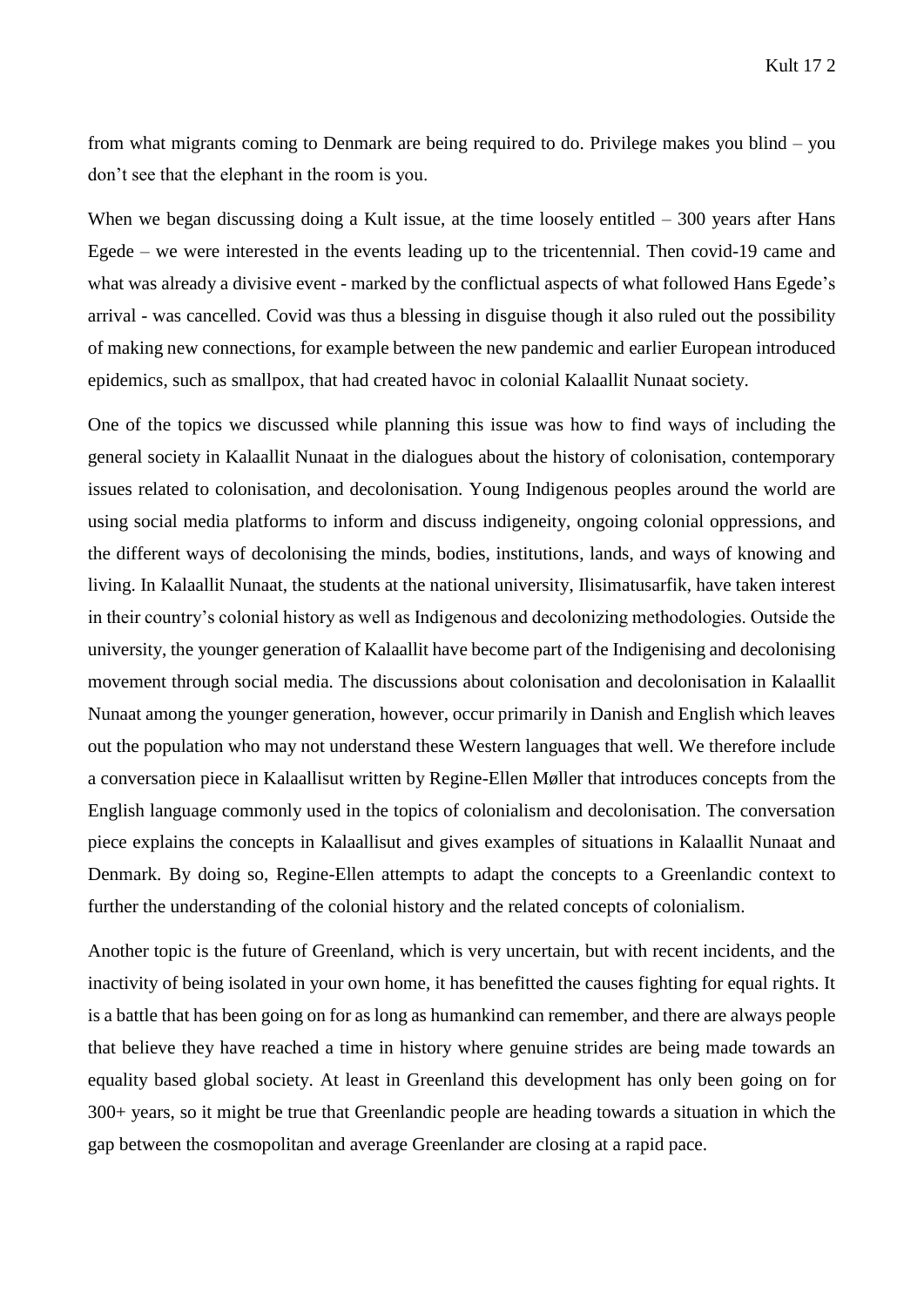from what migrants coming to Denmark are being required to do. Privilege makes you blind – you don't see that the elephant in the room is you.

When we began discussing doing a Kult issue, at the time loosely entitled – 300 years after Hans Egede – we were interested in the events leading up to the tricentennial. Then covid-19 came and what was already a divisive event - marked by the conflictual aspects of what followed Hans Egede's arrival - was cancelled. Covid was thus a blessing in disguise though it also ruled out the possibility of making new connections, for example between the new pandemic and earlier European introduced epidemics, such as smallpox, that had created havoc in colonial Kalaallit Nunaat society.

One of the topics we discussed while planning this issue was how to find ways of including the general society in Kalaallit Nunaat in the dialogues about the history of colonisation, contemporary issues related to colonisation, and decolonisation. Young Indigenous peoples around the world are using social media platforms to inform and discuss indigeneity, ongoing colonial oppressions, and the different ways of decolonising the minds, bodies, institutions, lands, and ways of knowing and living. In Kalaallit Nunaat, the students at the national university, Ilisimatusarfik, have taken interest in their country's colonial history as well as Indigenous and decolonizing methodologies. Outside the university, the younger generation of Kalaallit have become part of the Indigenising and decolonising movement through social media. The discussions about colonisation and decolonisation in Kalaallit Nunaat among the younger generation, however, occur primarily in Danish and English which leaves out the population who may not understand these Western languages that well. We therefore include a conversation piece in Kalaallisut written by Regine-Ellen Møller that introduces concepts from the English language commonly used in the topics of colonialism and decolonisation. The conversation piece explains the concepts in Kalaallisut and gives examples of situations in Kalaallit Nunaat and Denmark. By doing so, Regine-Ellen attempts to adapt the concepts to a Greenlandic context to further the understanding of the colonial history and the related concepts of colonialism.

Another topic is the future of Greenland, which is very uncertain, but with recent incidents, and the inactivity of being isolated in your own home, it has benefitted the causes fighting for equal rights. It is a battle that has been going on for as long as humankind can remember, and there are always people that believe they have reached a time in history where genuine strides are being made towards an equality based global society. At least in Greenland this development has only been going on for 300+ years, so it might be true that Greenlandic people are heading towards a situation in which the gap between the cosmopolitan and average Greenlander are closing at a rapid pace.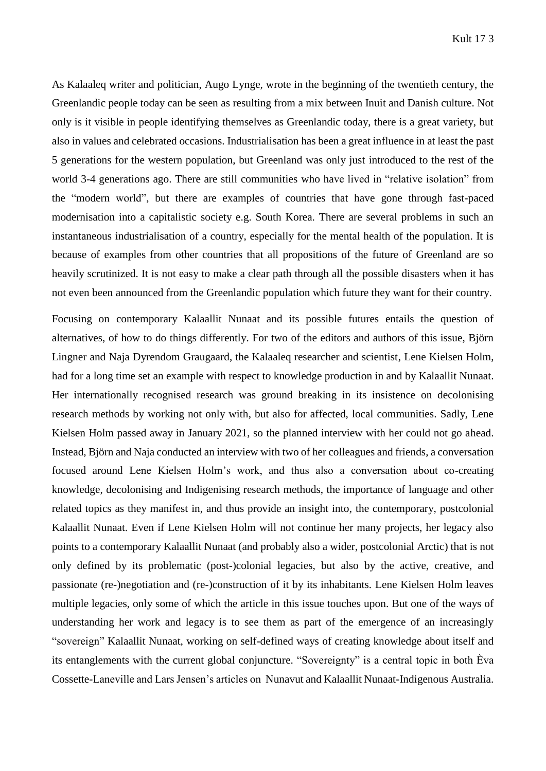As Kalaaleq writer and politician, Augo Lynge, wrote in the beginning of the twentieth century, the Greenlandic people today can be seen as resulting from a mix between Inuit and Danish culture. Not only is it visible in people identifying themselves as Greenlandic today, there is a great variety, but also in values and celebrated occasions. Industrialisation has been a great influence in at least the past 5 generations for the western population, but Greenland was only just introduced to the rest of the world 3-4 generations ago. There are still communities who have lived in "relative isolation" from the "modern world", but there are examples of countries that have gone through fast-paced modernisation into a capitalistic society e.g. South Korea. There are several problems in such an instantaneous industrialisation of a country, especially for the mental health of the population. It is because of examples from other countries that all propositions of the future of Greenland are so heavily scrutinized. It is not easy to make a clear path through all the possible disasters when it has not even been announced from the Greenlandic population which future they want for their country.

Focusing on contemporary Kalaallit Nunaat and its possible futures entails the question of alternatives, of how to do things differently. For two of the editors and authors of this issue, Björn Lingner and Naja Dyrendom Graugaard, the Kalaaleq researcher and scientist, Lene Kielsen Holm, had for a long time set an example with respect to knowledge production in and by Kalaallit Nunaat. Her internationally recognised research was ground breaking in its insistence on decolonising research methods by working not only with, but also for affected, local communities. Sadly, Lene Kielsen Holm passed away in January 2021, so the planned interview with her could not go ahead. Instead, Björn and Naja conducted an interview with two of her colleagues and friends, a conversation focused around Lene Kielsen Holm's work, and thus also a conversation about co-creating knowledge, decolonising and Indigenising research methods, the importance of language and other related topics as they manifest in, and thus provide an insight into, the contemporary, postcolonial Kalaallit Nunaat. Even if Lene Kielsen Holm will not continue her many projects, her legacy also points to a contemporary Kalaallit Nunaat (and probably also a wider, postcolonial Arctic) that is not only defined by its problematic (post-)colonial legacies, but also by the active, creative, and passionate (re-)negotiation and (re-)construction of it by its inhabitants. Lene Kielsen Holm leaves multiple legacies, only some of which the article in this issue touches upon. But one of the ways of understanding her work and legacy is to see them as part of the emergence of an increasingly "sovereign" Kalaallit Nunaat, working on self-defined ways of creating knowledge about itself and its entanglements with the current global conjuncture. "Sovereignty" is a central topic in both Ȅva Cossette-Laneville and Lars Jensen's articles on Nunavut and Kalaallit Nunaat-Indigenous Australia.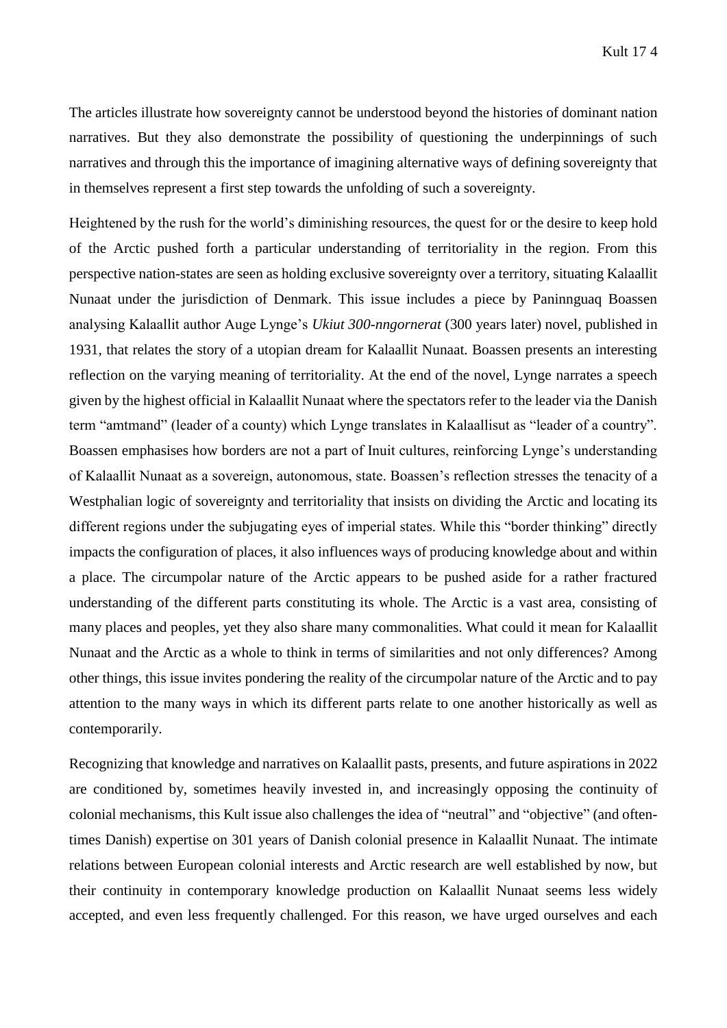The articles illustrate how sovereignty cannot be understood beyond the histories of dominant nation narratives. But they also demonstrate the possibility of questioning the underpinnings of such narratives and through this the importance of imagining alternative ways of defining sovereignty that in themselves represent a first step towards the unfolding of such a sovereignty.

Heightened by the rush for the world's diminishing resources, the quest for or the desire to keep hold of the Arctic pushed forth a particular understanding of territoriality in the region. From this perspective nation-states are seen as holding exclusive sovereignty over a territory, situating Kalaallit Nunaat under the jurisdiction of Denmark. This issue includes a piece by Paninnguaq Boassen analysing Kalaallit author Auge Lynge's *Ukiut 300-nngornerat* (300 years later) novel, published in 1931, that relates the story of a utopian dream for Kalaallit Nunaat. Boassen presents an interesting reflection on the varying meaning of territoriality. At the end of the novel, Lynge narrates a speech given by the highest official in Kalaallit Nunaat where the spectators refer to the leader via the Danish term "amtmand" (leader of a county) which Lynge translates in Kalaallisut as "leader of a country". Boassen emphasises how borders are not a part of Inuit cultures, reinforcing Lynge's understanding of Kalaallit Nunaat as a sovereign, autonomous, state. Boassen's reflection stresses the tenacity of a Westphalian logic of sovereignty and territoriality that insists on dividing the Arctic and locating its different regions under the subjugating eyes of imperial states. While this "border thinking" directly impacts the configuration of places, it also influences ways of producing knowledge about and within a place. The circumpolar nature of the Arctic appears to be pushed aside for a rather fractured understanding of the different parts constituting its whole. The Arctic is a vast area, consisting of many places and peoples, yet they also share many commonalities. What could it mean for Kalaallit Nunaat and the Arctic as a whole to think in terms of similarities and not only differences? Among other things, this issue invites pondering the reality of the circumpolar nature of the Arctic and to pay attention to the many ways in which its different parts relate to one another historically as well as contemporarily.

Recognizing that knowledge and narratives on Kalaallit pasts, presents, and future aspirations in 2022 are conditioned by, sometimes heavily invested in, and increasingly opposing the continuity of colonial mechanisms, this Kult issue also challenges the idea of "neutral" and "objective" (and often-times Danish) expertise on 301 years of Danish colonial presence in Kalaallit Nunaat. The intimate relations between European colonial interests and Arctic research are well established by now, but their continuity in contemporary knowledge production on Kalaallit Nunaat seems less widely accepted, and even less frequently challenged. For this reason, we have urged ourselves and each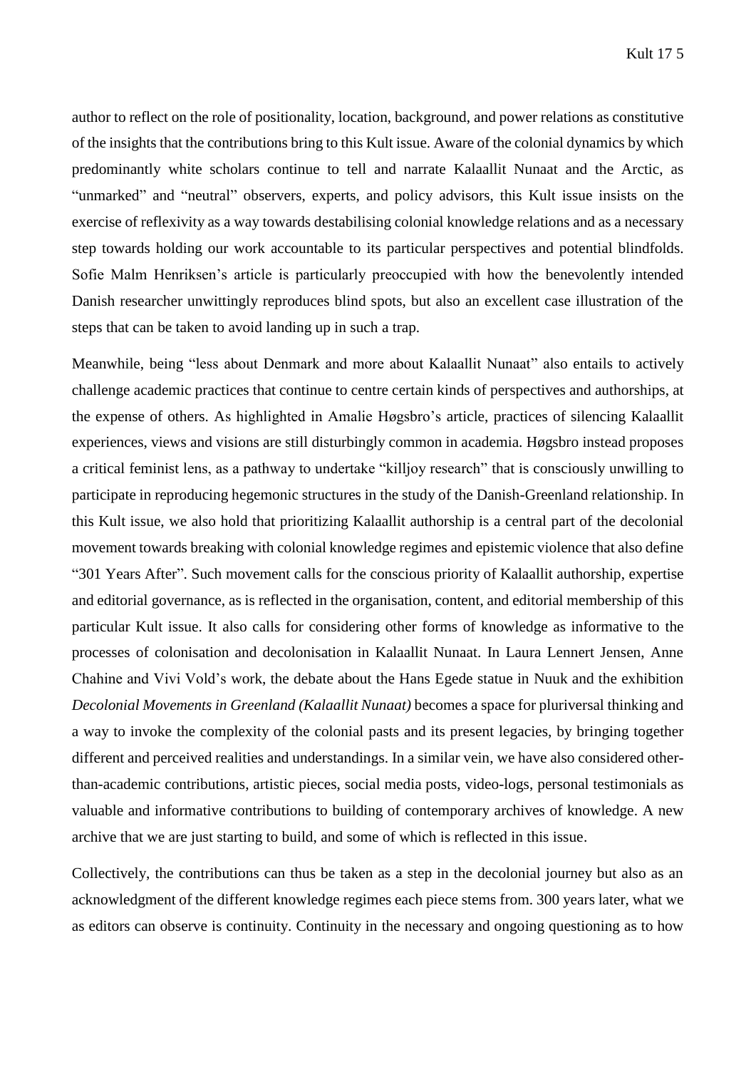author to reflect on the role of positionality, location, background, and power relations as constitutive of the insights that the contributions bring to this Kult issue. Aware of the colonial dynamics by which predominantly white scholars continue to tell and narrate Kalaallit Nunaat and the Arctic, as "unmarked" and "neutral" observers, experts, and policy advisors, this Kult issue insists on the exercise of reflexivity as a way towards destabilising colonial knowledge relations and as a necessary step towards holding our work accountable to its particular perspectives and potential blindfolds. Sofie Malm Henriksen's article is particularly preoccupied with how the benevolently intended Danish researcher unwittingly reproduces blind spots, but also an excellent case illustration of the steps that can be taken to avoid landing up in such a trap.

Meanwhile, being "less about Denmark and more about Kalaallit Nunaat" also entails to actively challenge academic practices that continue to centre certain kinds of perspectives and authorships, at the expense of others. As highlighted in Amalie Høgsbro's article, practices of silencing Kalaallit experiences, views and visions are still disturbingly common in academia. Høgsbro instead proposes a critical feminist lens, as a pathway to undertake "killjoy research" that is consciously unwilling to participate in reproducing hegemonic structures in the study of the Danish-Greenland relationship. In this Kult issue, we also hold that prioritizing Kalaallit authorship is a central part of the decolonial movement towards breaking with colonial knowledge regimes and epistemic violence that also define "301 Years After". Such movement calls for the conscious priority of Kalaallit authorship, expertise and editorial governance, as is reflected in the organisation, content, and editorial membership of this particular Kult issue. It also calls for considering other forms of knowledge as informative to the processes of colonisation and decolonisation in Kalaallit Nunaat. In Laura Lennert Jensen, Anne Chahine and Vivi Vold's work, the debate about the Hans Egede statue in Nuuk and the exhibition *Decolonial Movements in Greenland (Kalaallit Nunaat)* becomes a space for pluriversal thinking and a way to invoke the complexity of the colonial pasts and its present legacies, by bringing together different and perceived realities and understandings. In a similar vein, we have also considered other-than-academic contributions, artistic pieces, social media posts, video-logs, personal testimonials as valuable and informative contributions to building of contemporary archives of knowledge. A new archive that we are just starting to build, and some of which is reflected in this issue.

Collectively, the contributions can thus be taken as a step in the decolonial journey but also as an acknowledgment of the different knowledge regimes each piece stems from. 300 years later, what we as editors can observe is continuity. Continuity in the necessary and ongoing questioning as to how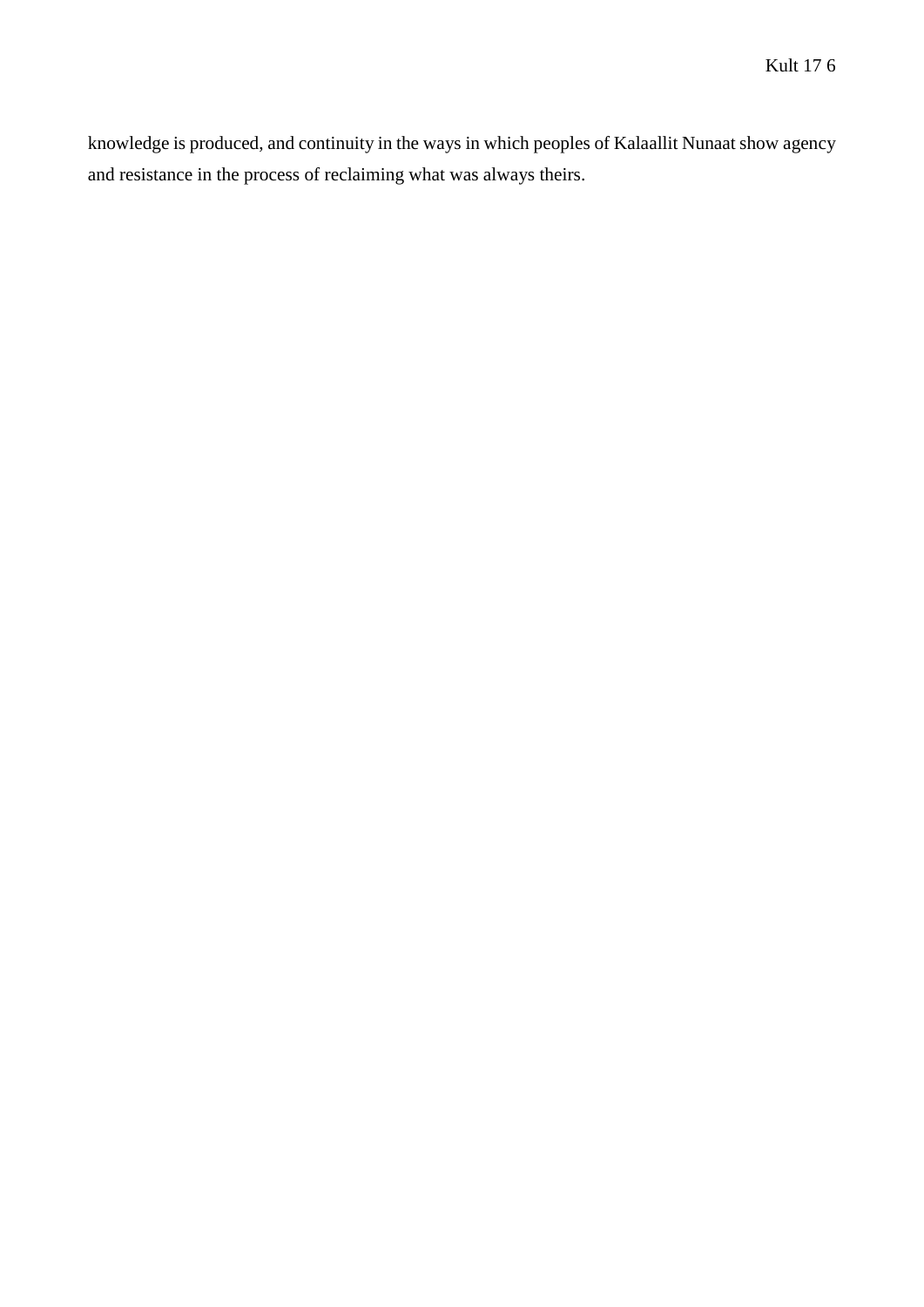knowledge is produced, and continuity in the ways in which peoples of Kalaallit Nunaat show agency and resistance in the process of reclaiming what was always theirs.